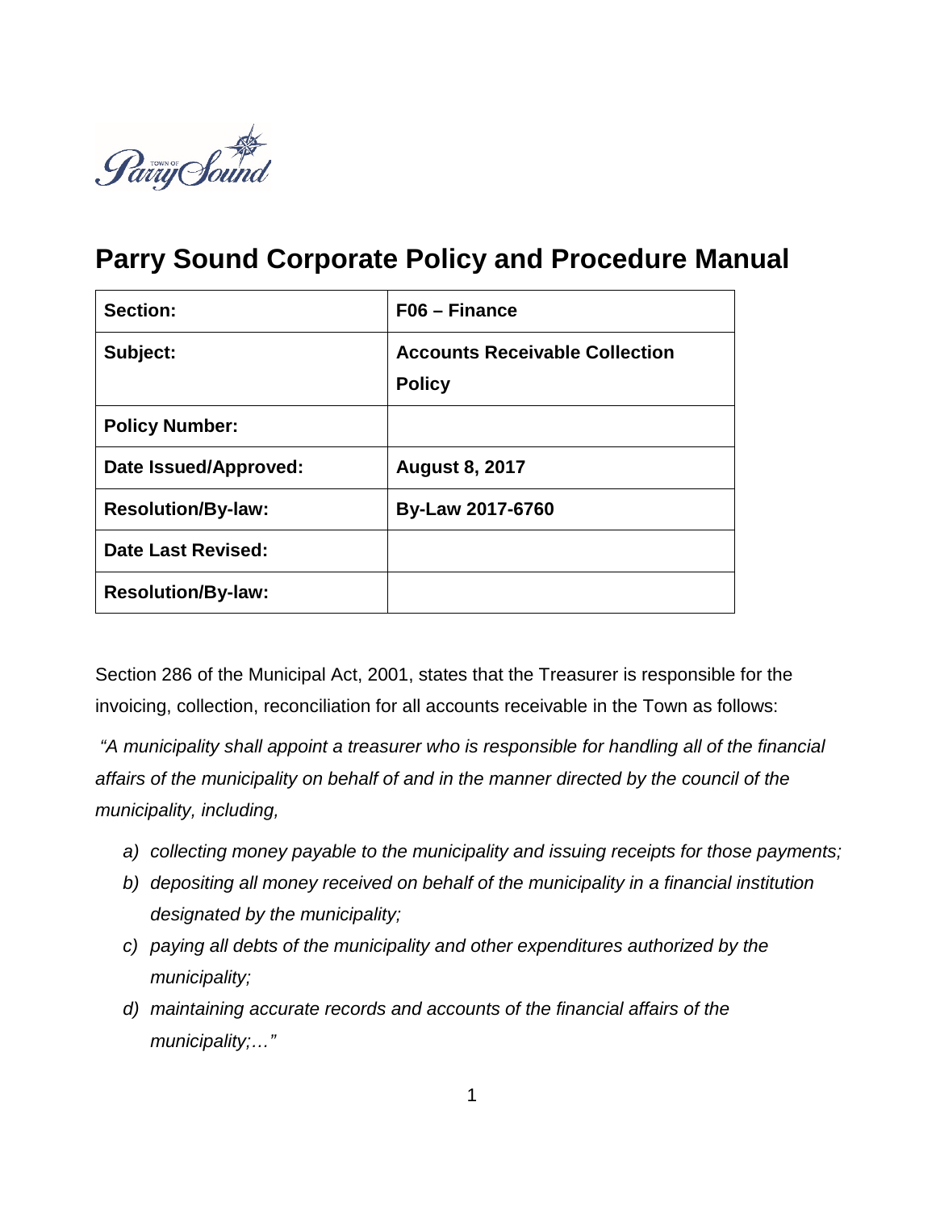# Parry Sound Corporate Policy and Procedure Manual

| **Section:** | **F06 – Finance** |
|---|---|
| **Subject:** | **Accounts Receivable Collection Policy** |
| **Policy Number:** | |
| **Date Issued/Approved:** | **August 8, 2017** |
| **Resolution/By-law:** | **By-Law 2017-6760** |
| **Date Last Revised:** | |
| **Resolution/By-law:** | |

Section 286 of the Municipal Act, 2001, states that the Treasurer is responsible for the invoicing, collection, reconciliation for all accounts receivable in the Town as follows:

*"A municipality shall appoint a treasurer who is responsible for handling all of the financial affairs of the municipality on behalf of and in the manner directed by the council of the municipality, including,*

- *a) collecting money payable to the municipality and issuing receipts for those payments;*
- *b) depositing all money received on behalf of the municipality in a financial institution designated by the municipality;*
- *c) paying all debts of the municipality and other expenditures authorized by the municipality;*
- *d) maintaining accurate records and accounts of the financial affairs of the municipality;…"*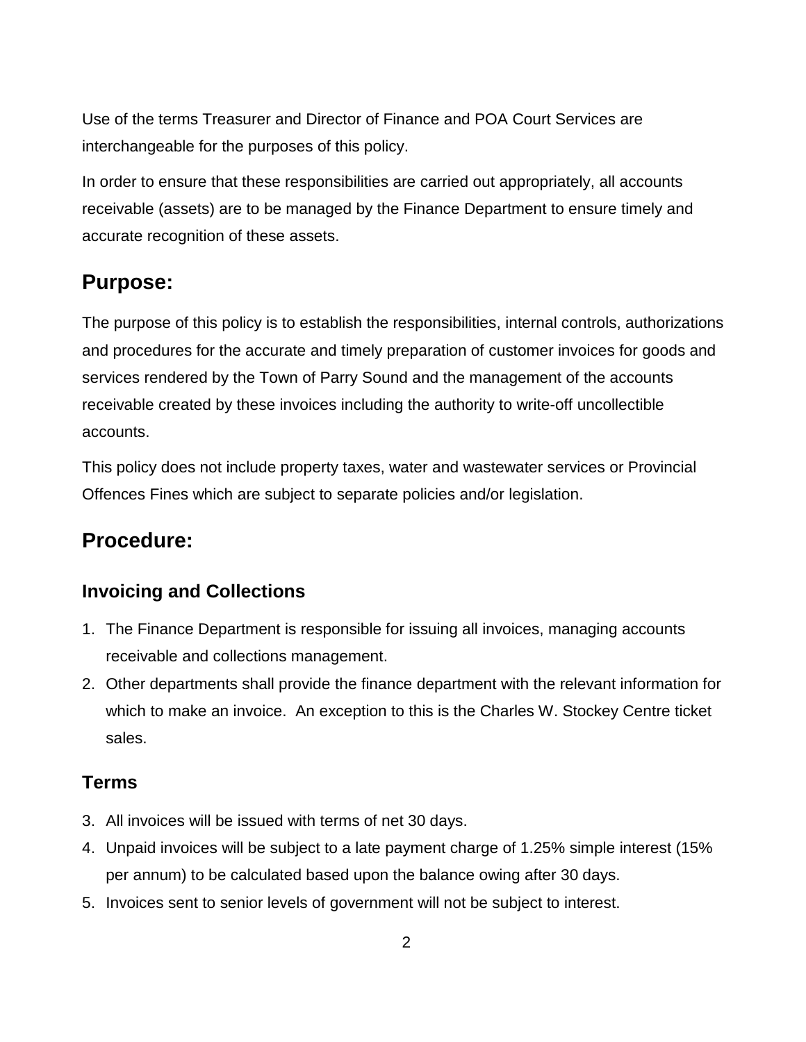Use of the terms Treasurer and Director of Finance and POA Court Services are interchangeable for the purposes of this policy.

In order to ensure that these responsibilities are carried out appropriately, all accounts receivable (assets) are to be managed by the Finance Department to ensure timely and accurate recognition of these assets.

## Purpose:

The purpose of this policy is to establish the responsibilities, internal controls, authorizations and procedures for the accurate and timely preparation of customer invoices for goods and services rendered by the Town of Parry Sound and the management of the accounts receivable created by these invoices including the authority to write-off uncollectible accounts.

This policy does not include property taxes, water and wastewater services or Provincial Offences Fines which are subject to separate policies and/or legislation.

## Procedure:

### Invoicing and Collections

1. The Finance Department is responsible for issuing all invoices, managing accounts receivable and collections management.
2. Other departments shall provide the finance department with the relevant information for which to make an invoice. An exception to this is the Charles W. Stockey Centre ticket sales.

### Terms

3. All invoices will be issued with terms of net 30 days.
4. Unpaid invoices will be subject to a late payment charge of 1.25% simple interest (15% per annum) to be calculated based upon the balance owing after 30 days.
5. Invoices sent to senior levels of government will not be subject to interest.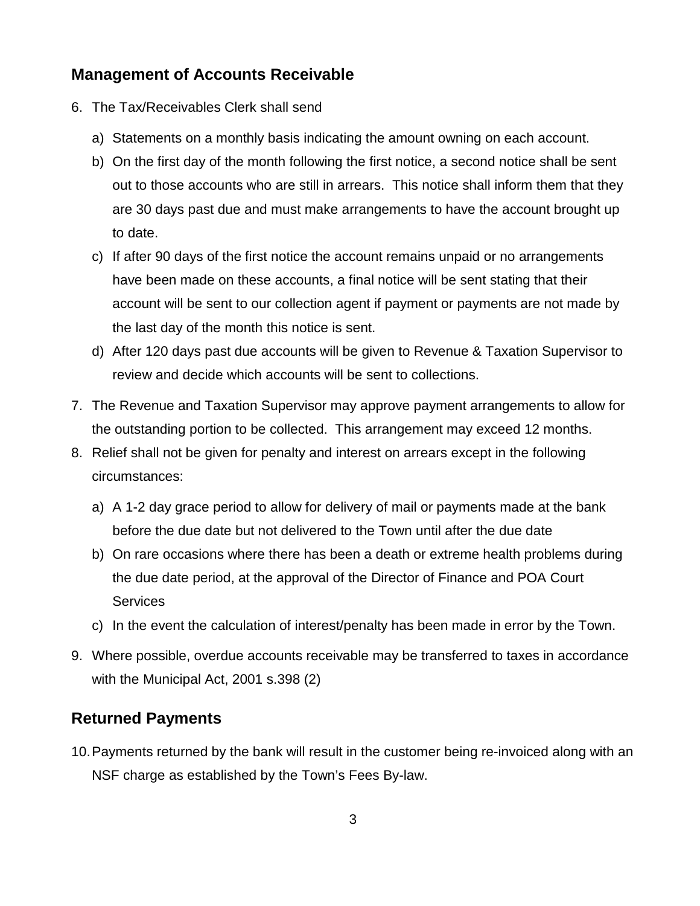## Management of Accounts Receivable

6. The Tax/Receivables Clerk shall send

   a) Statements on a monthly basis indicating the amount owning on each account.

   b) On the first day of the month following the first notice, a second notice shall be sent out to those accounts who are still in arrears. This notice shall inform them that they are 30 days past due and must make arrangements to have the account brought up to date.

   c) If after 90 days of the first notice the account remains unpaid or no arrangements have been made on these accounts, a final notice will be sent stating that their account will be sent to our collection agent if payment or payments are not made by the last day of the month this notice is sent.

   d) After 120 days past due accounts will be given to Revenue & Taxation Supervisor to review and decide which accounts will be sent to collections.

7. The Revenue and Taxation Supervisor may approve payment arrangements to allow for the outstanding portion to be collected. This arrangement may exceed 12 months.

8. Relief shall not be given for penalty and interest on arrears except in the following circumstances:

   a) A 1-2 day grace period to allow for delivery of mail or payments made at the bank before the due date but not delivered to the Town until after the due date

   b) On rare occasions where there has been a death or extreme health problems during the due date period, at the approval of the Director of Finance and POA Court Services

   c) In the event the calculation of interest/penalty has been made in error by the Town.

9. Where possible, overdue accounts receivable may be transferred to taxes in accordance with the Municipal Act, 2001 s.398 (2)

## Returned Payments

10. Payments returned by the bank will result in the customer being re-invoiced along with an NSF charge as established by the Town's Fees By-law.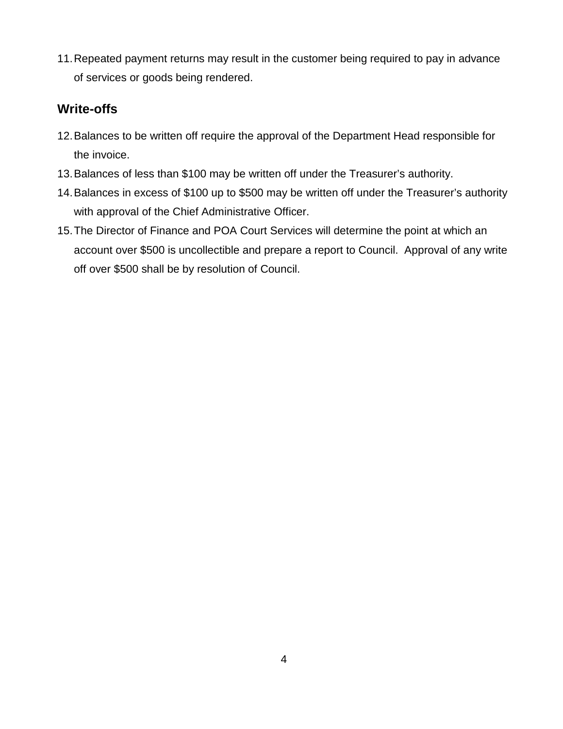11. Repeated payment returns may result in the customer being required to pay in advance of services or goods being rendered.

## Write-offs

12. Balances to be written off require the approval of the Department Head responsible for the invoice.
13. Balances of less than $100 may be written off under the Treasurer's authority.
14. Balances in excess of $100 up to $500 may be written off under the Treasurer's authority with approval of the Chief Administrative Officer.
15. The Director of Finance and POA Court Services will determine the point at which an account over $500 is uncollectible and prepare a report to Council. Approval of any write off over $500 shall be by resolution of Council.